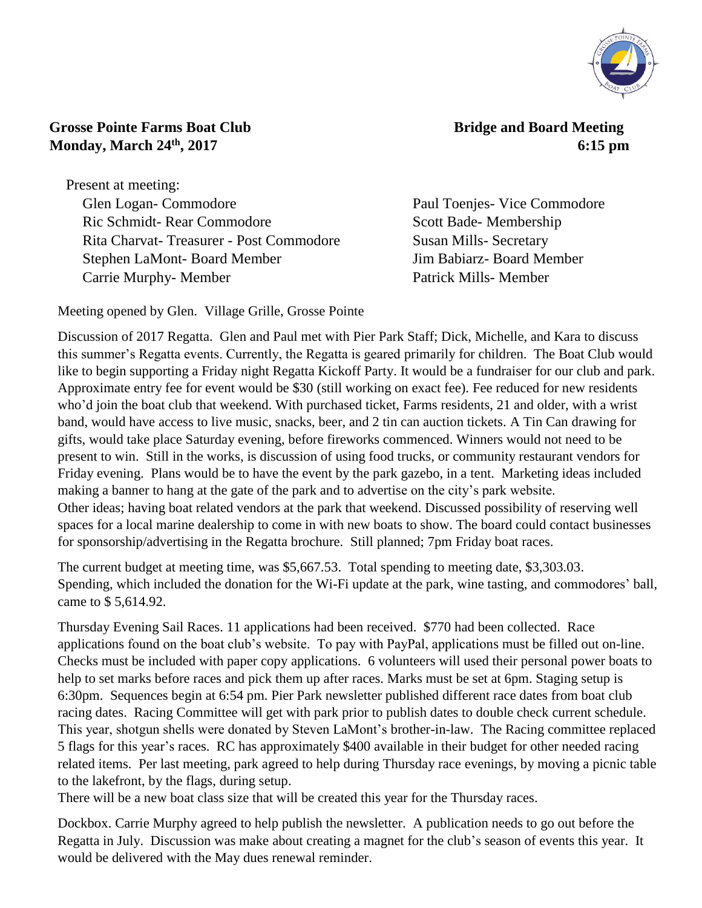**Grosse Pointe Farms Boat Club** **Bridge and Board Meeting**
**Monday, March 24th, 2017** **6:15 pm**

Present at meeting:

Glen Logan- Commodore
Paul Toenjes- Vice Commodore
Ric Schmidt- Rear Commodore
Scott Bade- Membership
Rita Charvat- Treasurer - Post Commodore
Susan Mills- Secretary
Stephen LaMont- Board Member
Jim Babiarz- Board Member
Carrie Murphy- Member
Patrick Mills- Member

Meeting opened by Glen. Village Grille, Grosse Pointe

Discussion of 2017 Regatta. Glen and Paul met with Pier Park Staff; Dick, Michelle, and Kara to discuss this summer's Regatta events. Currently, the Regatta is geared primarily for children. The Boat Club would like to begin supporting a Friday night Regatta Kickoff Party. It would be a fundraiser for our club and park. Approximate entry fee for event would be $30 (still working on exact fee). Fee reduced for new residents who'd join the boat club that weekend. With purchased ticket, Farms residents, 21 and older, with a wrist band, would have access to live music, snacks, beer, and 2 tin can auction tickets. A Tin Can drawing for gifts, would take place Saturday evening, before fireworks commenced. Winners would not need to be present to win. Still in the works, is discussion of using food trucks, or community restaurant vendors for Friday evening. Plans would be to have the event by the park gazebo, in a tent. Marketing ideas included making a banner to hang at the gate of the park and to advertise on the city's park website.
Other ideas; having boat related vendors at the park that weekend. Discussed possibility of reserving well spaces for a local marine dealership to come in with new boats to show. The board could contact businesses for sponsorship/advertising in the Regatta brochure. Still planned; 7pm Friday boat races.

The current budget at meeting time, was $5,667.53. Total spending to meeting date, $3,303.03. Spending, which included the donation for the Wi-Fi update at the park, wine tasting, and commodores' ball, came to $ 5,614.92.

Thursday Evening Sail Races. 11 applications had been received. $770 had been collected. Race applications found on the boat club's website. To pay with PayPal, applications must be filled out on-line. Checks must be included with paper copy applications. 6 volunteers will used their personal power boats to help to set marks before races and pick them up after races. Marks must be set at 6pm. Staging setup is 6:30pm. Sequences begin at 6:54 pm. Pier Park newsletter published different race dates from boat club racing dates. Racing Committee will get with park prior to publish dates to double check current schedule. This year, shotgun shells were donated by Steven LaMont's brother-in-law. The Racing committee replaced 5 flags for this year's races. RC has approximately $400 available in their budget for other needed racing related items. Per last meeting, park agreed to help during Thursday race evenings, by moving a picnic table to the lakefront, by the flags, during setup.
There will be a new boat class size that will be created this year for the Thursday races.

Dockbox. Carrie Murphy agreed to help publish the newsletter. A publication needs to go out before the Regatta in July. Discussion was make about creating a magnet for the club's season of events this year. It would be delivered with the May dues renewal reminder.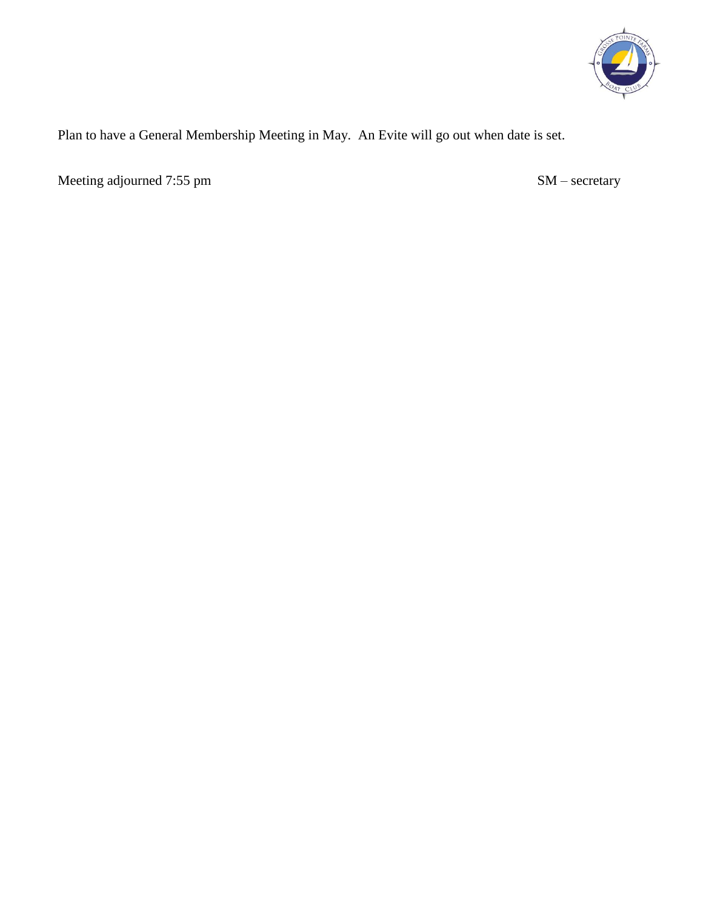Plan to have a General Membership Meeting in May.  An Evite will go out when date is set.

Meeting adjourned 7:55 pm

SM – secretary